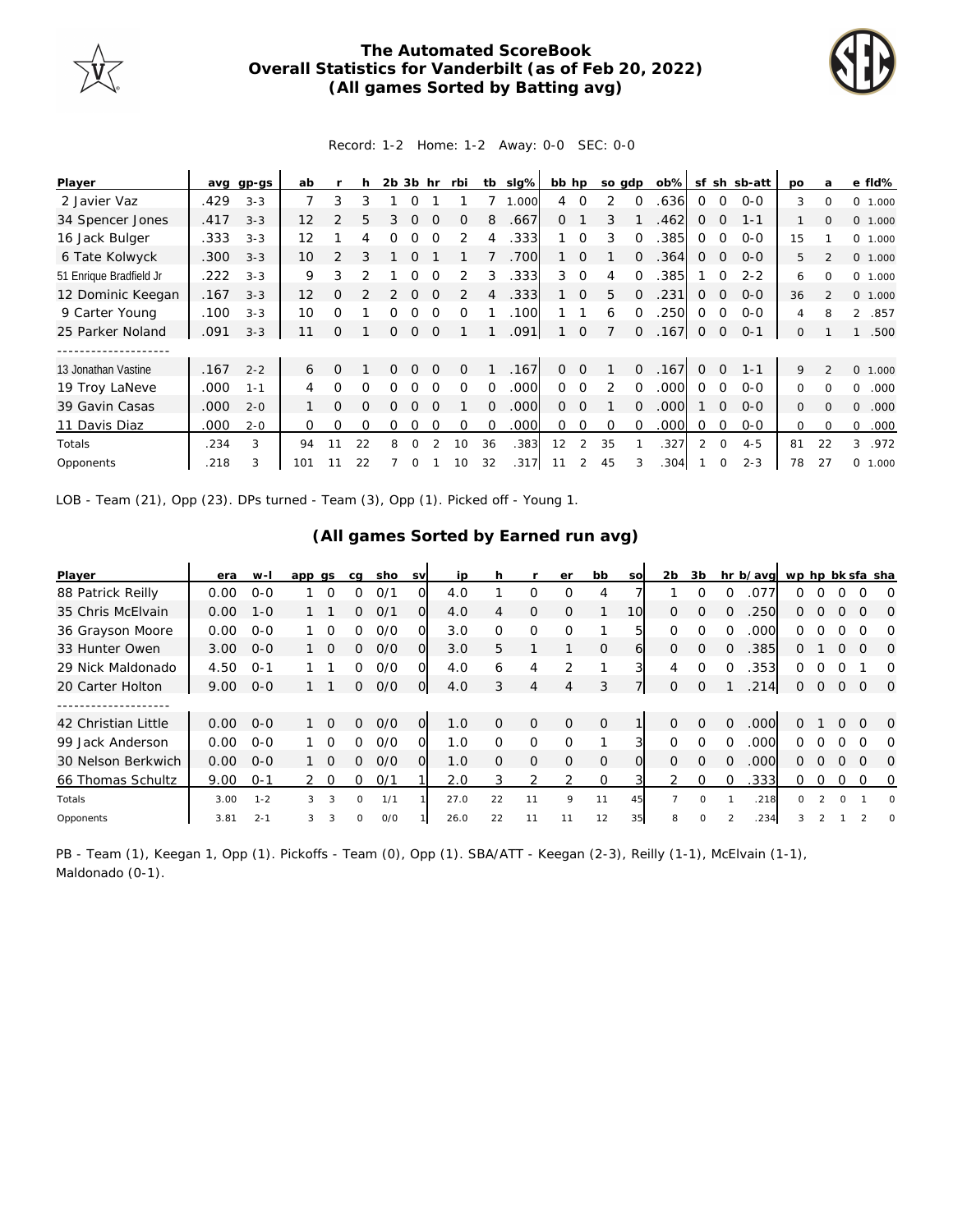# The Automated ScoreBook
## Overall Statistics for Vanderbilt (as of Feb 20, 2022)
### (All games Sorted by Batting avg)

Record: 1-2 Home: 1-2 Away: 0-0 SEC: 0-0

| Player | avg | gp-gs | ab | r | h | 2b | 3b | hr | rbi | tb | slg% | bb | hp | so | gdp | ob% | sf | sh | sb-att | po | a | e | fld% |
|---|---|---|---|---|---|---|---|---|---|---|---|---|---|---|---|---|---|---|---|---|---|---|---|
| 2 Javier Vaz | .429 | 3-3 | 7 | 3 | 3 | 1 | 0 | 1 | 1 | 7 | 1.000 | 4 | 0 | 2 | 0 | .636 | 0 | 0 | 0-0 | 3 | 0 | 0 | 1.000 |
| 34 Spencer Jones | .417 | 3-3 | 12 | 2 | 5 | 3 | 0 | 0 | 0 | 8 | .667 | 0 | 1 | 3 | 1 | .462 | 0 | 0 | 1-1 | 1 | 0 | 0 | 1.000 |
| 16 Jack Bulger | .333 | 3-3 | 12 | 1 | 4 | 0 | 0 | 0 | 2 | 4 | .333 | 1 | 0 | 3 | 0 | .385 | 0 | 0 | 0-0 | 15 | 1 | 0 | 1.000 |
| 6 Tate Kolwyck | .300 | 3-3 | 10 | 2 | 3 | 1 | 0 | 1 | 1 | 7 | .700 | 1 | 0 | 1 | 0 | .364 | 0 | 0 | 0-0 | 5 | 2 | 0 | 1.000 |
| 51 Enrique Bradfield Jr | .222 | 3-3 | 9 | 3 | 2 | 1 | 0 | 0 | 2 | 3 | .333 | 3 | 0 | 4 | 0 | .385 | 1 | 0 | 2-2 | 6 | 0 | 0 | 1.000 |
| 12 Dominic Keegan | .167 | 3-3 | 12 | 0 | 2 | 2 | 0 | 0 | 2 | 4 | .333 | 1 | 0 | 5 | 0 | .231 | 0 | 0 | 0-0 | 36 | 2 | 0 | 1.000 |
| 9 Carter Young | .100 | 3-3 | 10 | 0 | 1 | 0 | 0 | 0 | 0 | 1 | .100 | 1 | 1 | 6 | 0 | .250 | 0 | 0 | 0-0 | 4 | 8 | 2 | .857 |
| 25 Parker Noland | .091 | 3-3 | 11 | 0 | 1 | 0 | 0 | 0 | 1 | 1 | .091 | 1 | 0 | 7 | 0 | .167 | 0 | 0 | 0-1 | 0 | 1 | 1 | .500 |
| -------------------- | | | | | | | | | | | | | | | | | | | | | | | |
| 13 Jonathan Vastine | .167 | 2-2 | 6 | 0 | 1 | 0 | 0 | 0 | 0 | 1 | .167 | 0 | 0 | 1 | 0 | .167 | 0 | 0 | 1-1 | 9 | 2 | 0 | 1.000 |
| 19 Troy LaNeve | .000 | 1-1 | 4 | 0 | 0 | 0 | 0 | 0 | 0 | 0 | .000 | 0 | 0 | 2 | 0 | .000 | 0 | 0 | 0-0 | 0 | 0 | 0 | .000 |
| 39 Gavin Casas | .000 | 2-0 | 1 | 0 | 0 | 0 | 0 | 0 | 1 | 0 | .000 | 0 | 0 | 1 | 0 | .000 | 1 | 0 | 0-0 | 0 | 0 | 0 | .000 |
| 11 Davis Diaz | .000 | 2-0 | 0 | 0 | 0 | 0 | 0 | 0 | 0 | 0 | .000 | 0 | 0 | 0 | 0 | .000 | 0 | 0 | 0-0 | 0 | 0 | 0 | .000 |
| Totals | .234 | 3 | 94 | 11 | 22 | 8 | 0 | 2 | 10 | 36 | .383 | 12 | 2 | 35 | 1 | .327 | 2 | 0 | 4-5 | 81 | 22 | 3 | .972 |
| Opponents | .218 | 3 | 101 | 11 | 22 | 7 | 0 | 1 | 10 | 32 | .317 | 11 | 2 | 45 | 3 | .304 | 1 | 0 | 2-3 | 78 | 27 | 0 | 1.000 |

LOB - Team (21), Opp (23). DPs turned - Team (3), Opp (1). Picked off - Young 1.

## (All games Sorted by Earned run avg)

| Player | era | w-l | app | gs | cg | sho | sv | ip | h | r | er | bb | so | 2b | 3b | hr | b/avg | wp | hp | bk | sfa | sha |
|---|---|---|---|---|---|---|---|---|---|---|---|---|---|---|---|---|---|---|---|---|---|---|
| 88 Patrick Reilly | 0.00 | 0-0 | 1 | 0 | 0 | 0/1 | 0 | 4.0 | 1 | 0 | 0 | 4 | 7 | 1 | 0 | 0 | .077 | 0 | 0 | 0 | 0 | 0 |
| 35 Chris McElvain | 0.00 | 1-0 | 1 | 1 | 0 | 0/1 | 0 | 4.0 | 4 | 0 | 0 | 1 | 10 | 0 | 0 | 0 | .250 | 0 | 0 | 0 | 0 | 0 |
| 36 Grayson Moore | 0.00 | 0-0 | 1 | 0 | 0 | 0/0 | 0 | 3.0 | 0 | 0 | 0 | 1 | 5 | 0 | 0 | 0 | .000 | 0 | 0 | 0 | 0 | 0 |
| 33 Hunter Owen | 3.00 | 0-0 | 1 | 0 | 0 | 0/0 | 0 | 3.0 | 5 | 1 | 1 | 0 | 6 | 0 | 0 | 0 | .385 | 0 | 1 | 0 | 0 | 0 |
| 29 Nick Maldonado | 4.50 | 0-1 | 1 | 1 | 0 | 0/0 | 0 | 4.0 | 6 | 4 | 2 | 1 | 3 | 4 | 0 | 0 | .353 | 0 | 0 | 0 | 1 | 0 |
| 20 Carter Holton | 9.00 | 0-0 | 1 | 1 | 0 | 0/0 | 0 | 4.0 | 3 | 4 | 4 | 3 | 7 | 0 | 0 | 1 | .214 | 0 | 0 | 0 | 0 | 0 |
| -------------------- | | | | | | | | | | | | | | | | | | | | | | |
| 42 Christian Little | 0.00 | 0-0 | 1 | 0 | 0 | 0/0 | 0 | 1.0 | 0 | 0 | 0 | 0 | 1 | 0 | 0 | 0 | .000 | 0 | 1 | 0 | 0 | 0 |
| 99 Jack Anderson | 0.00 | 0-0 | 1 | 0 | 0 | 0/0 | 0 | 1.0 | 0 | 0 | 0 | 1 | 3 | 0 | 0 | 0 | .000 | 0 | 0 | 0 | 0 | 0 |
| 30 Nelson Berkwich | 0.00 | 0-0 | 1 | 0 | 0 | 0/0 | 0 | 1.0 | 0 | 0 | 0 | 0 | 0 | 0 | 0 | 0 | .000 | 0 | 0 | 0 | 0 | 0 |
| 66 Thomas Schultz | 9.00 | 0-1 | 2 | 0 | 0 | 0/1 | 1 | 2.0 | 3 | 2 | 2 | 0 | 3 | 2 | 0 | 0 | .333 | 0 | 0 | 0 | 0 | 0 |
| Totals | 3.00 | 1-2 | 3 | 3 | 0 | 1/1 | 1 | 27.0 | 22 | 11 | 9 | 11 | 45 | 7 | 0 | 1 | .218 | 0 | 2 | 0 | 1 | 0 |
| Opponents | 3.81 | 2-1 | 3 | 3 | 0 | 0/0 | 1 | 26.0 | 22 | 11 | 11 | 12 | 35 | 8 | 0 | 2 | .234 | 3 | 2 | 1 | 2 | 0 |

PB - Team (1), Keegan 1, Opp (1). Pickoffs - Team (0), Opp (1). SBA/ATT - Keegan (2-3), Reilly (1-1), McElvain (1-1), Maldonado (0-1).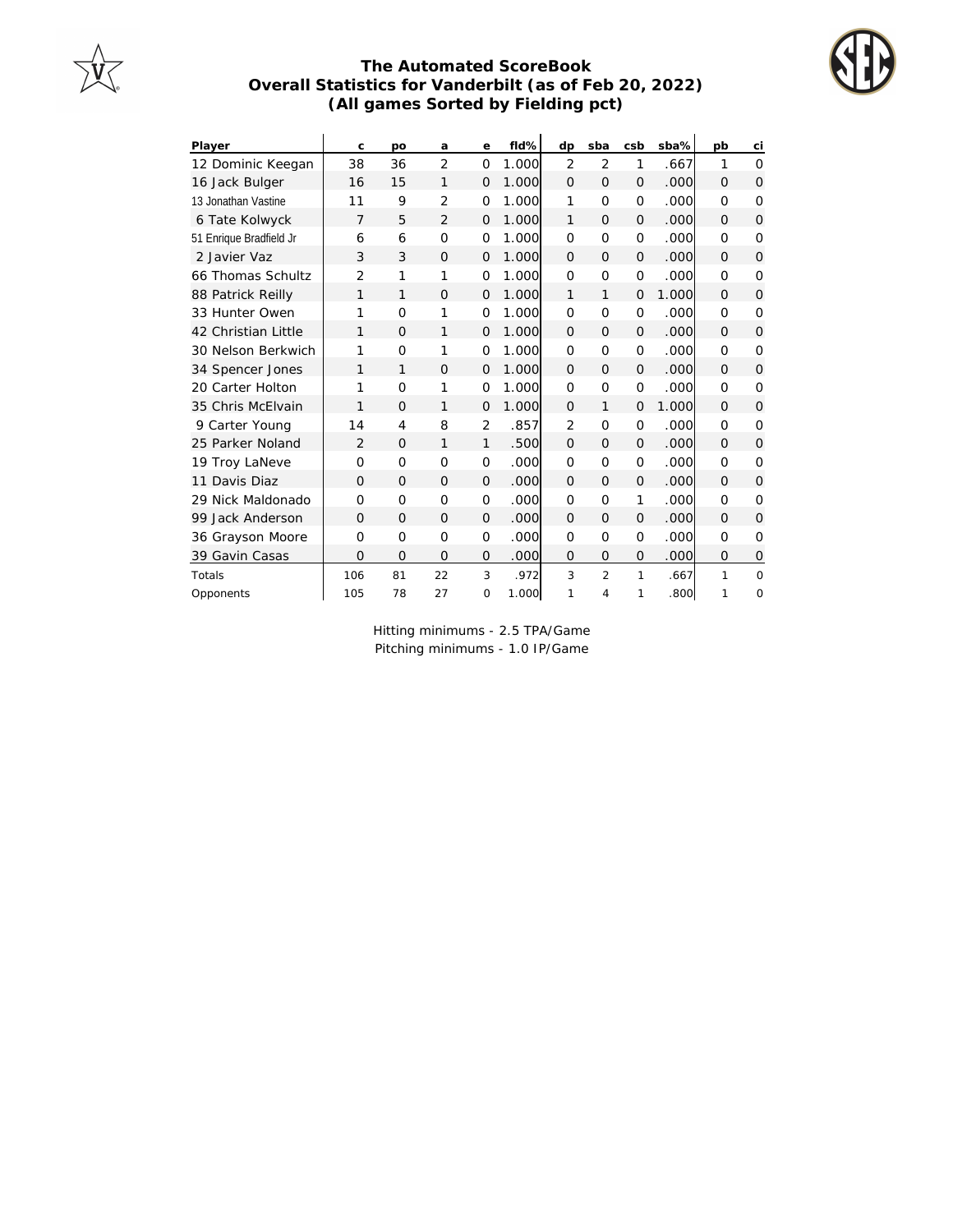# The Automated ScoreBook
## Overall Statistics for Vanderbilt (as of Feb 20, 2022)
## (All games Sorted by Fielding pct)

| Player | c | po | a | e | fld% | dp | sba | csb | sba% | pb | ci |
|---|---|---|---|---|---|---|---|---|---|---|---|
| 12 Dominic Keegan | 38 | 36 | 2 | 0 | 1.000 | 2 | 2 | 1 | .667 | 1 | 0 |
| 16 Jack Bulger | 16 | 15 | 1 | 0 | 1.000 | 0 | 0 | 0 | .000 | 0 | 0 |
| 13 Jonathan Vastine | 11 | 9 | 2 | 0 | 1.000 | 1 | 0 | 0 | .000 | 0 | 0 |
| 6 Tate Kolwyck | 7 | 5 | 2 | 0 | 1.000 | 1 | 0 | 0 | .000 | 0 | 0 |
| 51 Enrique Bradfield Jr | 6 | 6 | 0 | 0 | 1.000 | 0 | 0 | 0 | .000 | 0 | 0 |
| 2 Javier Vaz | 3 | 3 | 0 | 0 | 1.000 | 0 | 0 | 0 | .000 | 0 | 0 |
| 66 Thomas Schultz | 2 | 1 | 1 | 0 | 1.000 | 0 | 0 | 0 | .000 | 0 | 0 |
| 88 Patrick Reilly | 1 | 1 | 0 | 0 | 1.000 | 1 | 1 | 0 | 1.000 | 0 | 0 |
| 33 Hunter Owen | 1 | 0 | 1 | 0 | 1.000 | 0 | 0 | 0 | .000 | 0 | 0 |
| 42 Christian Little | 1 | 0 | 1 | 0 | 1.000 | 0 | 0 | 0 | .000 | 0 | 0 |
| 30 Nelson Berkwich | 1 | 0 | 1 | 0 | 1.000 | 0 | 0 | 0 | .000 | 0 | 0 |
| 34 Spencer Jones | 1 | 1 | 0 | 0 | 1.000 | 0 | 0 | 0 | .000 | 0 | 0 |
| 20 Carter Holton | 1 | 0 | 1 | 0 | 1.000 | 0 | 0 | 0 | .000 | 0 | 0 |
| 35 Chris McElvain | 1 | 0 | 1 | 0 | 1.000 | 0 | 1 | 0 | 1.000 | 0 | 0 |
| 9 Carter Young | 14 | 4 | 8 | 2 | .857 | 2 | 0 | 0 | .000 | 0 | 0 |
| 25 Parker Noland | 2 | 0 | 1 | 1 | .500 | 0 | 0 | 0 | .000 | 0 | 0 |
| 19 Troy LaNeve | 0 | 0 | 0 | 0 | .000 | 0 | 0 | 0 | .000 | 0 | 0 |
| 11 Davis Diaz | 0 | 0 | 0 | 0 | .000 | 0 | 0 | 0 | .000 | 0 | 0 |
| 29 Nick Maldonado | 0 | 0 | 0 | 0 | .000 | 0 | 0 | 1 | .000 | 0 | 0 |
| 99 Jack Anderson | 0 | 0 | 0 | 0 | .000 | 0 | 0 | 0 | .000 | 0 | 0 |
| 36 Grayson Moore | 0 | 0 | 0 | 0 | .000 | 0 | 0 | 0 | .000 | 0 | 0 |
| 39 Gavin Casas | 0 | 0 | 0 | 0 | .000 | 0 | 0 | 0 | .000 | 0 | 0 |
| Totals | 106 | 81 | 22 | 3 | .972 | 3 | 2 | 1 | .667 | 1 | 0 |
| Opponents | 105 | 78 | 27 | 0 | 1.000 | 1 | 4 | 1 | .800 | 1 | 0 |

Hitting minimums - 2.5 TPA/Game
Pitching minimums - 1.0 IP/Game